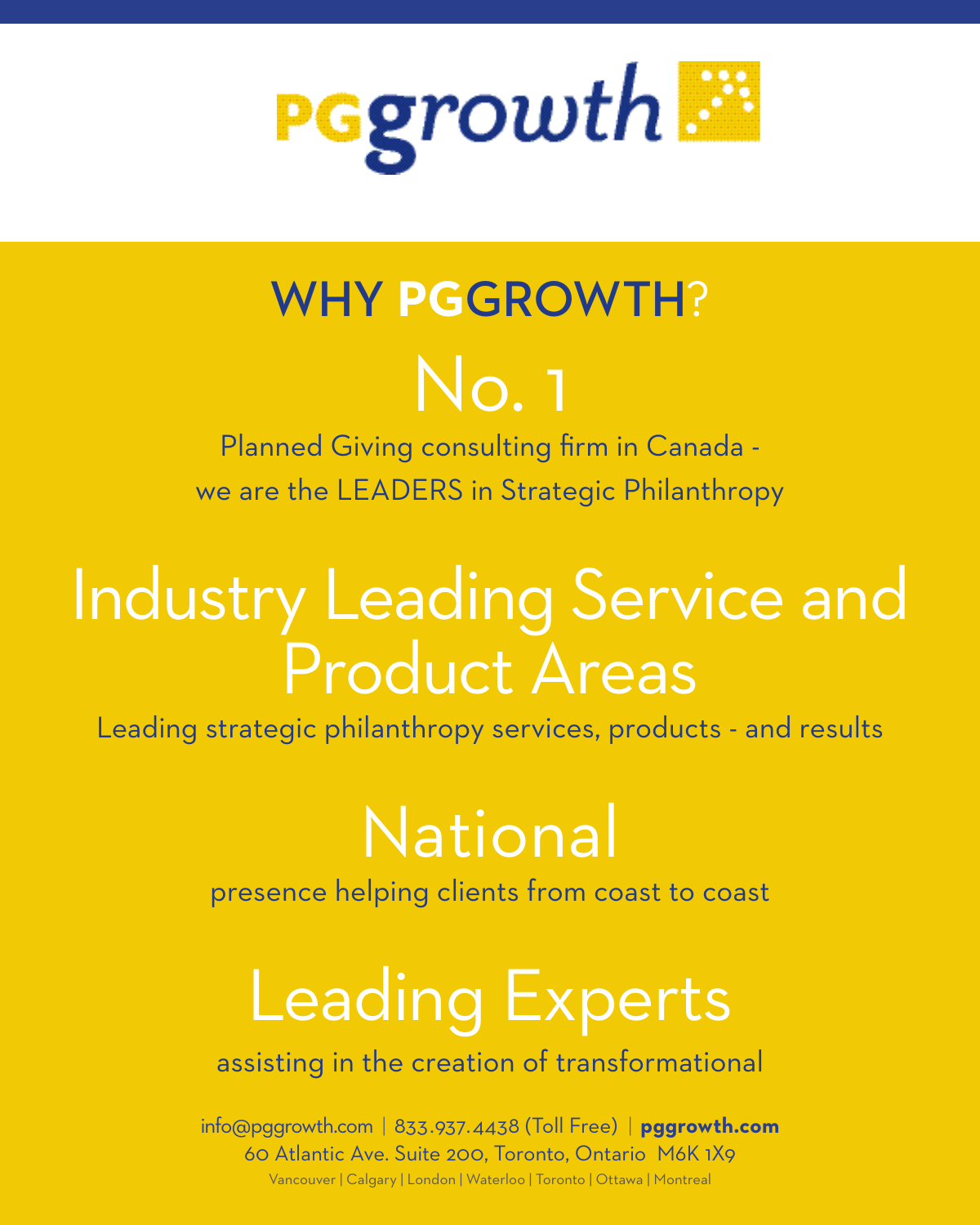# pggrowth

## WHY PGGROWTH?

### No. 1

Planned Giving consulting firm in Canada - we are the LEADERS in Strategic Philanthropy

### Industry Leading Service and Product Areas

Leading strategic philanthropy services, products - and results

### National

presence helping clients from coast to coast

### Leading Experts

assisting in the creation of transformational

info@pggrowth.com | 833.937.4438 (Toll Free) | **pggrowth.com**
60 Atlantic Ave. Suite 200, Toronto, Ontario M6K 1X9
Vancouver | Calgary | London | Waterloo | Toronto | Ottawa | Montreal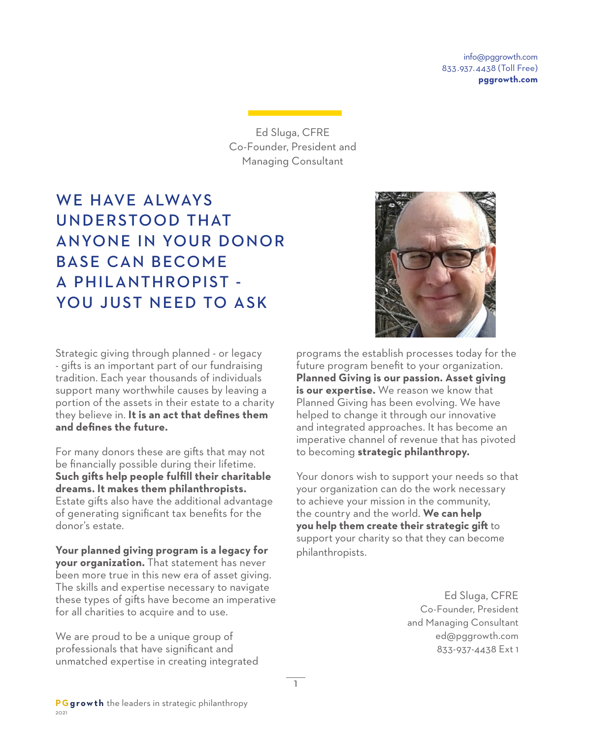info@pggrowth.com
833.937.4438 (Toll Free)
**pggrowth.com**

Ed Sluga, CFRE
Co-Founder, President and
Managing Consultant

# WE HAVE ALWAYS UNDERSTOOD THAT ANYONE IN YOUR DONOR BASE CAN BECOME A PHILANTHROPIST - YOU JUST NEED TO ASK

Strategic giving through planned - or legacy - gifts is an important part of our fundraising tradition. Each year thousands of individuals support many worthwhile causes by leaving a portion of the assets in their estate to a charity they believe in. **It is an act that defines them and defines the future.**

For many donors these are gifts that may not be financially possible during their lifetime. **Such gifts help people fulfill their charitable dreams. It makes them philanthropists.** Estate gifts also have the additional advantage of generating significant tax benefits for the donor's estate.

**Your planned giving program is a legacy for your organization.** That statement has never been more true in this new era of asset giving. The skills and expertise necessary to navigate these types of gifts have become an imperative for all charities to acquire and to use.

We are proud to be a unique group of professionals that have significant and unmatched expertise in creating integrated programs the establish processes today for the future program benefit to your organization. **Planned Giving is our passion. Asset giving is our expertise.** We reason we know that Planned Giving has been evolving. We have helped to change it through our innovative and integrated approaches. It has become an imperative channel of revenue that has pivoted to becoming **strategic philanthropy.**

Your donors wish to support your needs so that your organization can do the work necessary to achieve your mission in the community, the country and the world. **We can help you help them create their strategic gift** to support your charity so that they can become philanthropists.

Ed Sluga, CFRE
Co-Founder, President
and Managing Consultant
ed@pggrowth.com
833-937-4438 Ext 1

**PGgrowth** the leaders in strategic philanthropy
2021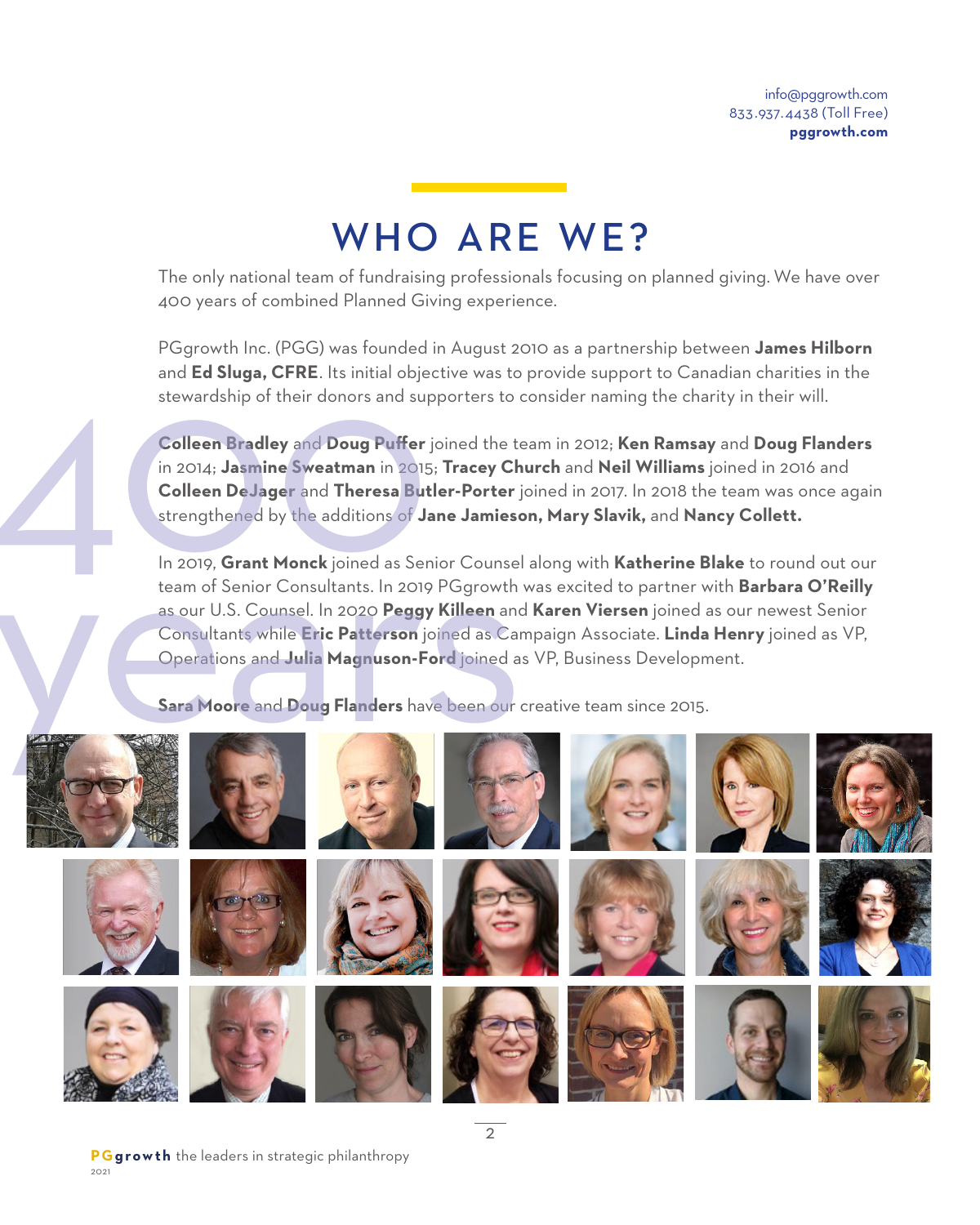info@pggrowth.com
833.937.4438 (Toll Free)
**pggrowth.com**

# WHO ARE WE?

The only national team of fundraising professionals focusing on planned giving. We have over 400 years of combined Planned Giving experience.

PGgrowth Inc. (PGG) was founded in August 2010 as a partnership between **James Hilborn** and **Ed Sluga, CFRE**. Its initial objective was to provide support to Canadian charities in the stewardship of their donors and supporters to consider naming the charity in their will.

**Colleen Bradley** and **Doug Puffer** joined the team in 2012; **Ken Ramsay** and **Doug Flanders** in 2014; **Jasmine Sweatman** in 2015; **Tracey Church** and **Neil Williams** joined in 2016 and **Colleen DeJager** and **Theresa Butler-Porter** joined in 2017. In 2018 the team was once again strengthened by the additions of **Jane Jamieson, Mary Slavik,** and **Nancy Collett.**

In 2019, **Grant Monck** joined as Senior Counsel along with **Katherine Blake** to round out our team of Senior Consultants. In 2019 PGgrowth was excited to partner with **Barbara O'Reilly** as our U.S. Counsel. In 2020 **Peggy Killeen** and **Karen Viersen** joined as our newest Senior Consultants while **Eric Patterson** joined as Campaign Associate. **Linda Henry** joined as VP, Operations and **Julia Magnuson-Ford** joined as VP, Business Development.

**Sara Moore** and **Doug Flanders** have been our creative team since 2015.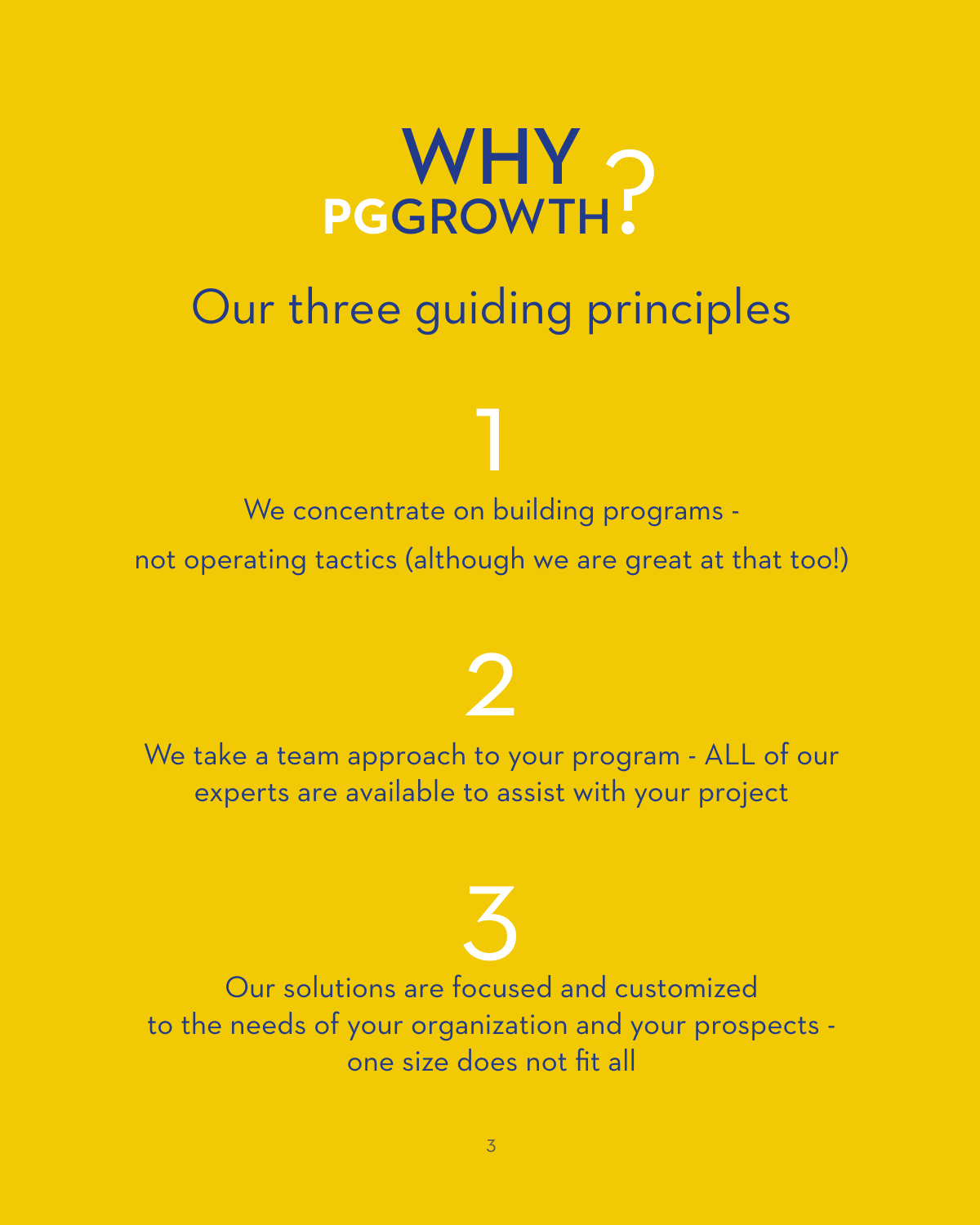# WHY PGGROWTH?

## Our three guiding principles

### 1

We concentrate on building programs -
not operating tactics (although we are great at that too!)

### 2

We take a team approach to your program - ALL of our experts are available to assist with your project

### 3

Our solutions are focused and customized to the needs of your organization and your prospects - one size does not fit all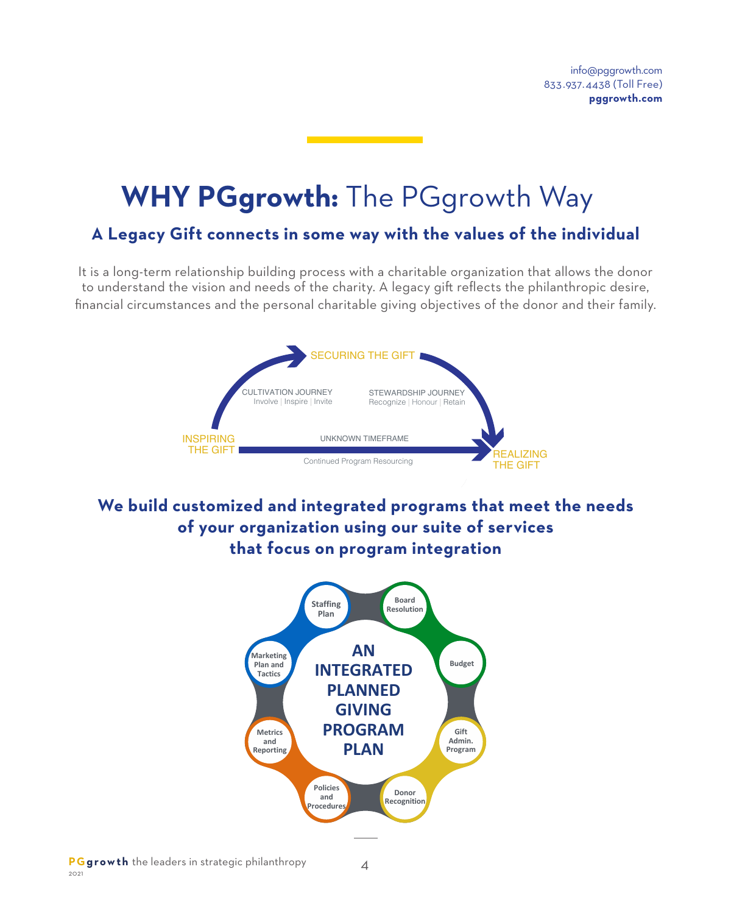info@pggrowth.com
833.937.4438 (Toll Free)
**pggrowth.com**

# **WHY PGgrowth:** The PGgrowth Way

## A Legacy Gift connects in some way with the values of the individual

It is a long-term relationship building process with a charitable organization that allows the donor to understand the vision and needs of the charity. A legacy gift reflects the philanthropic desire, financial circumstances and the personal charitable giving objectives of the donor and their family.

SECURING THE GIFT

CULTIVATION JOURNEY
Involve | Inspire | Invite

STEWARDSHIP JOURNEY
Recognize | Honour | Retain

INSPIRING THE GIFT

UNKNOWN TIMEFRAME

Continued Program Resourcing

REALIZING THE GIFT

## We build customized and integrated programs that meet the needs of your organization using our suite of services that focus on program integration

**AN INTEGRATED PLANNED GIVING PROGRAM PLAN**

- Staffing Plan
- Board Resolution
- Budget
- Gift Admin. Program
- Donor Recognition
- Policies and Procedures
- Metrics and Reporting
- Marketing Plan and Tactics

**PGgrowth** the leaders in strategic philanthropy
2021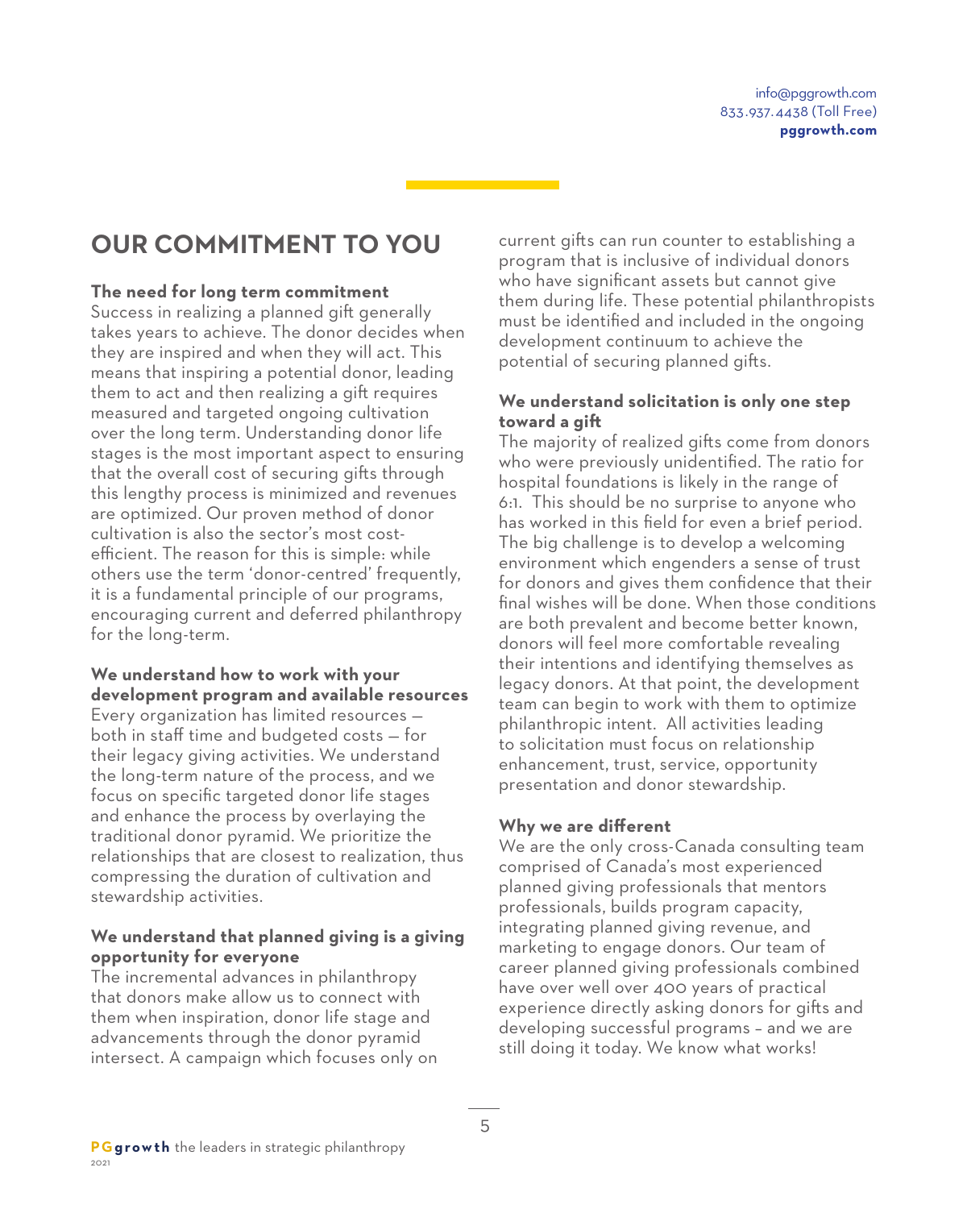# OUR COMMITMENT TO YOU

**The need for long term commitment**

Success in realizing a planned gift generally takes years to achieve. The donor decides when they are inspired and when they will act. This means that inspiring a potential donor, leading them to act and then realizing a gift requires measured and targeted ongoing cultivation over the long term. Understanding donor life stages is the most important aspect to ensuring that the overall cost of securing gifts through this lengthy process is minimized and revenues are optimized. Our proven method of donor cultivation is also the sector's most cost-efficient. The reason for this is simple: while others use the term 'donor-centred' frequently, it is a fundamental principle of our programs, encouraging current and deferred philanthropy for the long-term.

**We understand how to work with your development program and available resources**

Every organization has limited resources — both in staff time and budgeted costs — for their legacy giving activities. We understand the long-term nature of the process, and we focus on specific targeted donor life stages and enhance the process by overlaying the traditional donor pyramid. We prioritize the relationships that are closest to realization, thus compressing the duration of cultivation and stewardship activities.

**We understand that planned giving is a giving opportunity for everyone**

The incremental advances in philanthropy that donors make allow us to connect with them when inspiration, donor life stage and advancements through the donor pyramid intersect. A campaign which focuses only on current gifts can run counter to establishing a program that is inclusive of individual donors who have significant assets but cannot give them during life. These potential philanthropists must be identified and included in the ongoing development continuum to achieve the potential of securing planned gifts.

**We understand solicitation is only one step toward a gift**

The majority of realized gifts come from donors who were previously unidentified. The ratio for hospital foundations is likely in the range of 6:1. This should be no surprise to anyone who has worked in this field for even a brief period. The big challenge is to develop a welcoming environment which engenders a sense of trust for donors and gives them confidence that their final wishes will be done. When those conditions are both prevalent and become better known, donors will feel more comfortable revealing their intentions and identifying themselves as legacy donors. At that point, the development team can begin to work with them to optimize philanthropic intent. All activities leading to solicitation must focus on relationship enhancement, trust, service, opportunity presentation and donor stewardship.

**Why we are different**

We are the only cross-Canada consulting team comprised of Canada's most experienced planned giving professionals that mentors professionals, builds program capacity, integrating planned giving revenue, and marketing to engage donors. Our team of career planned giving professionals combined have over well over 400 years of practical experience directly asking donors for gifts and developing successful programs – and we are still doing it today. We know what works!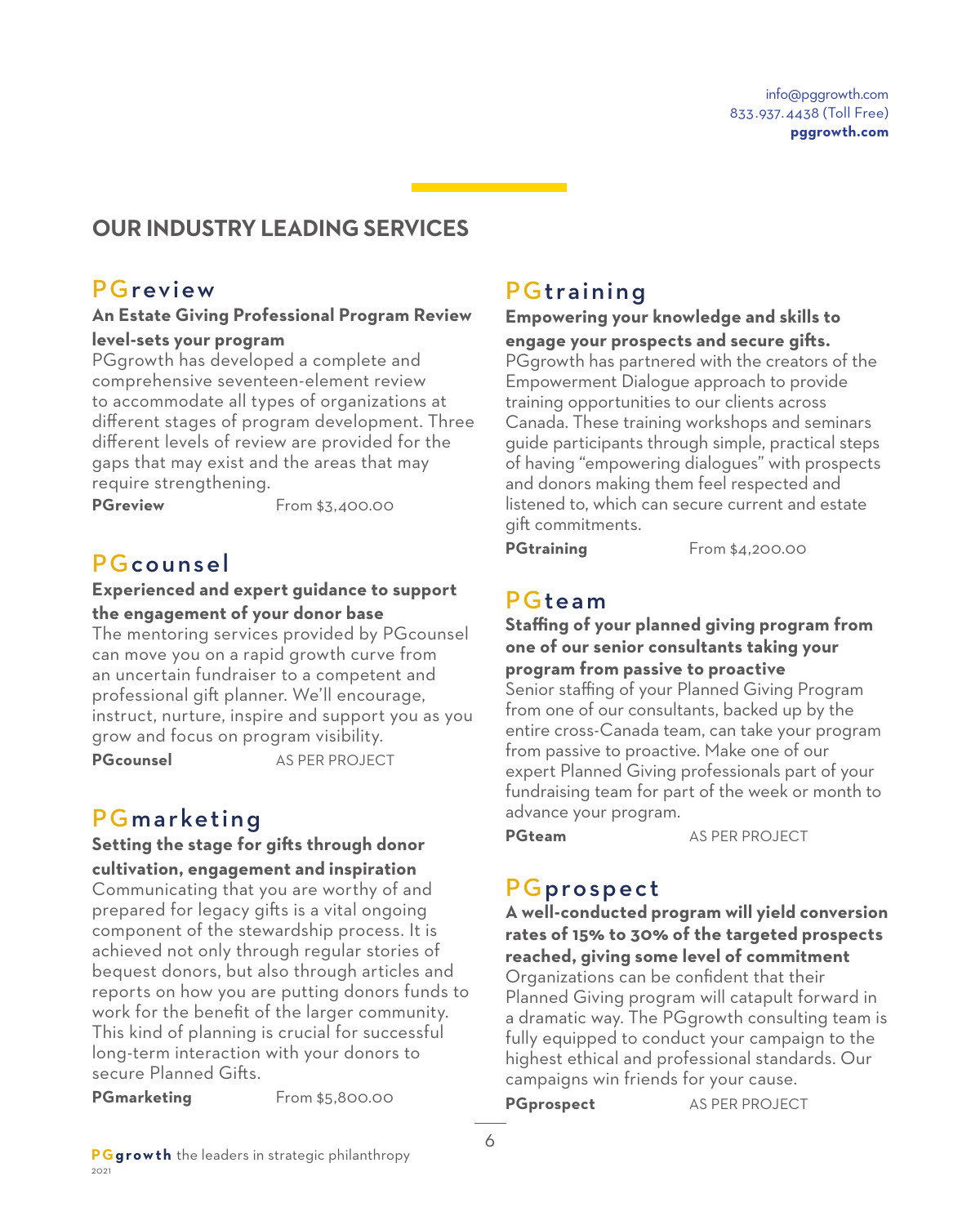## OUR INDUSTRY LEADING SERVICES

### PGreview

**An Estate Giving Professional Program Review level-sets your program**

PGgrowth has developed a complete and comprehensive seventeen-element review to accommodate all types of organizations at different stages of program development. Three different levels of review are provided for the gaps that may exist and the areas that may require strengthening.

**PGreview** From $3,400.00

### PGcounsel

**Experienced and expert guidance to support the engagement of your donor base**

The mentoring services provided by PGcounsel can move you on a rapid growth curve from an uncertain fundraiser to a competent and professional gift planner. We'll encourage, instruct, nurture, inspire and support you as you grow and focus on program visibility.

**PGcounsel** AS PER PROJECT

### PGmarketing

**Setting the stage for gifts through donor cultivation, engagement and inspiration**

Communicating that you are worthy of and prepared for legacy gifts is a vital ongoing component of the stewardship process. It is achieved not only through regular stories of bequest donors, but also through articles and reports on how you are putting donors funds to work for the benefit of the larger community. This kind of planning is crucial for successful long-term interaction with your donors to secure Planned Gifts.

**PGmarketing** From $5,800.00

### PGtraining

**Empowering your knowledge and skills to engage your prospects and secure gifts.**

PGgrowth has partnered with the creators of the Empowerment Dialogue approach to provide training opportunities to our clients across Canada. These training workshops and seminars guide participants through simple, practical steps of having "empowering dialogues" with prospects and donors making them feel respected and listened to, which can secure current and estate gift commitments.

**PGtraining** From $4,200.00

### PGteam

**Staffing of your planned giving program from one of our senior consultants taking your program from passive to proactive**

Senior staffing of your Planned Giving Program from one of our consultants, backed up by the entire cross-Canada team, can take your program from passive to proactive. Make one of our expert Planned Giving professionals part of your fundraising team for part of the week or month to advance your program.

**PGteam** AS PER PROJECT

### PGprospect

**A well-conducted program will yield conversion rates of 15% to 30% of the targeted prospects reached, giving some level of commitment**

Organizations can be confident that their Planned Giving program will catapult forward in a dramatic way. The PGgrowth consulting team is fully equipped to conduct your campaign to the highest ethical and professional standards. Our campaigns win friends for your cause.

**PGprospect** AS PER PROJECT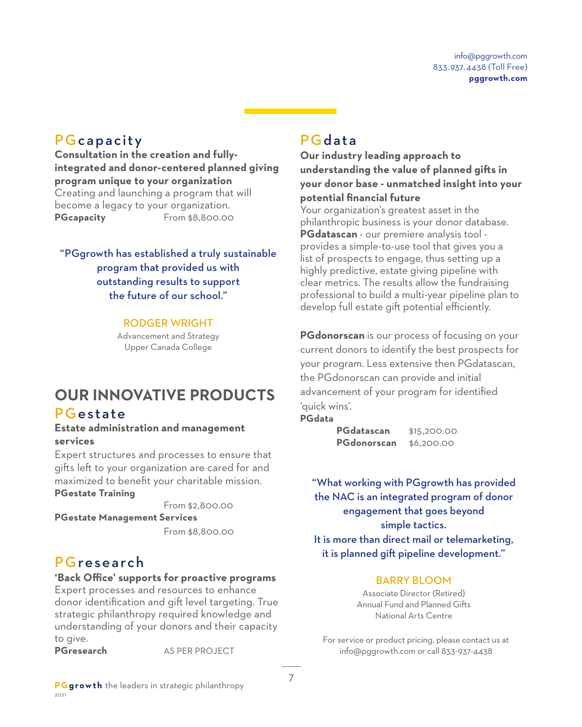info@pggrowth.com
833.937.4438 (Toll Free)
**pggrowth.com**

## PGcapacity

**Consultation in the creation and fully-integrated and donor-centered planned giving program unique to your organization**

Creating and launching a program that will become a legacy to your organization.

**PGcapacity** From $8,800.00

> "PGgrowth has established a truly sustainable program that provided us with outstanding results to support the future of our school."
>
> RODGER WRIGHT
> Advancement and Strategy
> Upper Canada College

# OUR INNOVATIVE PRODUCTS

## PGestate

**Estate administration and management services**

Expert structures and processes to ensure that gifts left to your organization are cared for and maximized to benefit your charitable mission.

**PGestate Training**
From $2,800.00

**PGestate Management Services**
From $8,800.00

## PGresearch

**'Back Office' supports for proactive programs**

Expert processes and resources to enhance donor identification and gift level targeting. True strategic philanthropy required knowledge and understanding of your donors and their capacity to give.

**PGresearch** AS PER PROJECT

## PGdata

**Our industry leading approach to understanding the value of planned gifts in your donor base - unmatched insight into your potential financial future**

Your organization's greatest asset in the philanthropic business is your donor database. **PGdatascan** - our premiere analysis tool - provides a simple-to-use tool that gives you a list of prospects to engage, thus setting up a highly predictive, estate giving pipeline with clear metrics. The results allow the fundraising professional to build a multi-year pipeline plan to develop full estate gift potential efficiently.

**PGdonorscan** is our process of focusing on your current donors to identify the best prospects for your program. Less extensive then PGdatascan, the PGdonorscan can provide and initial advancement of your program for identified 'quick wins'.

**PGdata**

**PGdatascan** $15,200.00
**PGdonorscan** $6,200.00

> "What working with PGgrowth has provided the NAC is an integrated program of donor engagement that goes beyond simple tactics.
> It is more than direct mail or telemarketing, it is planned gift pipeline development."
>
> BARRY BLOOM
> Associate Director (Retired)
> Annual Fund and Planned Gifts
> National Arts Centre

For service or product pricing, please contact us at info@pggrowth.com or call 833-937-4438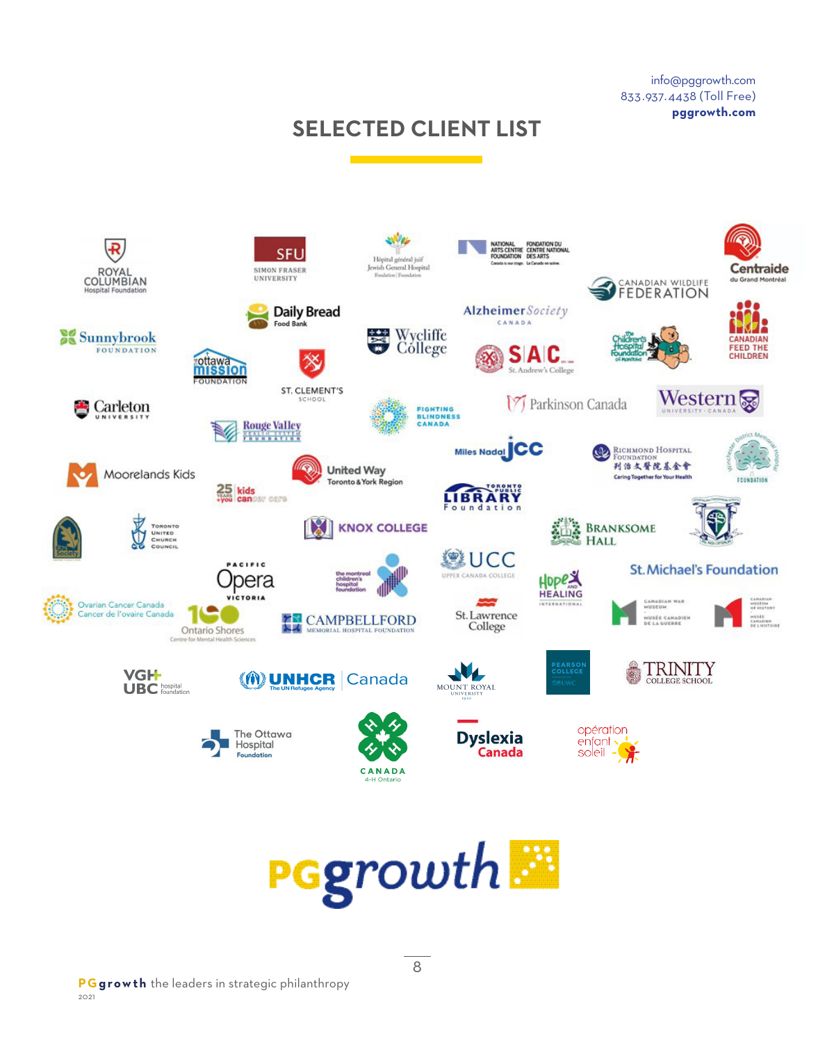info@pggrowth.com
833.937.4438 (Toll Free)
**pggrowth.com**

## SELECTED CLIENT LIST

ROYAL COLUMBIAN Hospital Foundation

SFU SIMON FRASER UNIVERSITY

Hôpital général juif Jewish General Hospital Fondation | Foundation

NATIONAL ARTS CENTRE FOUNDATION / FONDATION DU CENTRE NATIONAL DES ARTS

Centraide du Grand Montréal

CANADIAN WILDLIFE FEDERATION

Daily Bread Food Bank

Alzheimer Society CANADA

Sunnybrook FOUNDATION

ottawa mission FOUNDATION

Wycliffe College

SAC St. Andrew's College

The Children's Hospital Foundation of Manitoba

CANADIAN FEED THE CHILDREN

ST. CLEMENT'S SCHOOL

Carleton UNIVERSITY

Rouge Valley Health System Foundation

FIGHTING BLINDNESS CANADA

Parkinson Canada

Western UNIVERSITY · CANADA

Miles Nadal JCC

Richmond Hospital Foundation 列治文醫院基金會 Caring Together for Your Health

Winchester District Memorial Hospital FOUNDATION

Moorelands Kids

United Way Toronto & York Region

25 YEARS +you kids cancer care

TORONTO PUBLIC LIBRARY Foundation

Toronto United Church Council

KNOX COLLEGE

BRANKSOME HALL

PACIFIC Opera VICTORIA

the montreal children's hospital foundation

UCC UPPER CANADA COLLEGE

Hope and Healing International

St. Michael's Foundation

Ovarian Cancer Canada / Cancer de l'ovaire Canada

Ontario Shores Centre for Mental Health Sciences

CAMPBELLFORD MEMORIAL HOSPITAL FOUNDATION

St. Lawrence College

CANADIAN WAR MUSEUM / MUSÉE CANADIEN DE LA GUERRE

CANADIAN MUSEUM OF HISTORY / MUSÉE CANADIEN DE L'HISTOIRE

VGH UBC hospital foundation

UNHCR The UN Refugee Agency Canada

MOUNT ROYAL UNIVERSITY 1910

PEARSON COLLEGE UWC

TRINITY COLLEGE SCHOOL

The Ottawa Hospital Foundation

CANADA 4-H Ontario

Dyslexia Canada

opération enfant soleil

**PGgrowth**

**PGgrowth** the leaders in strategic philanthropy
2021